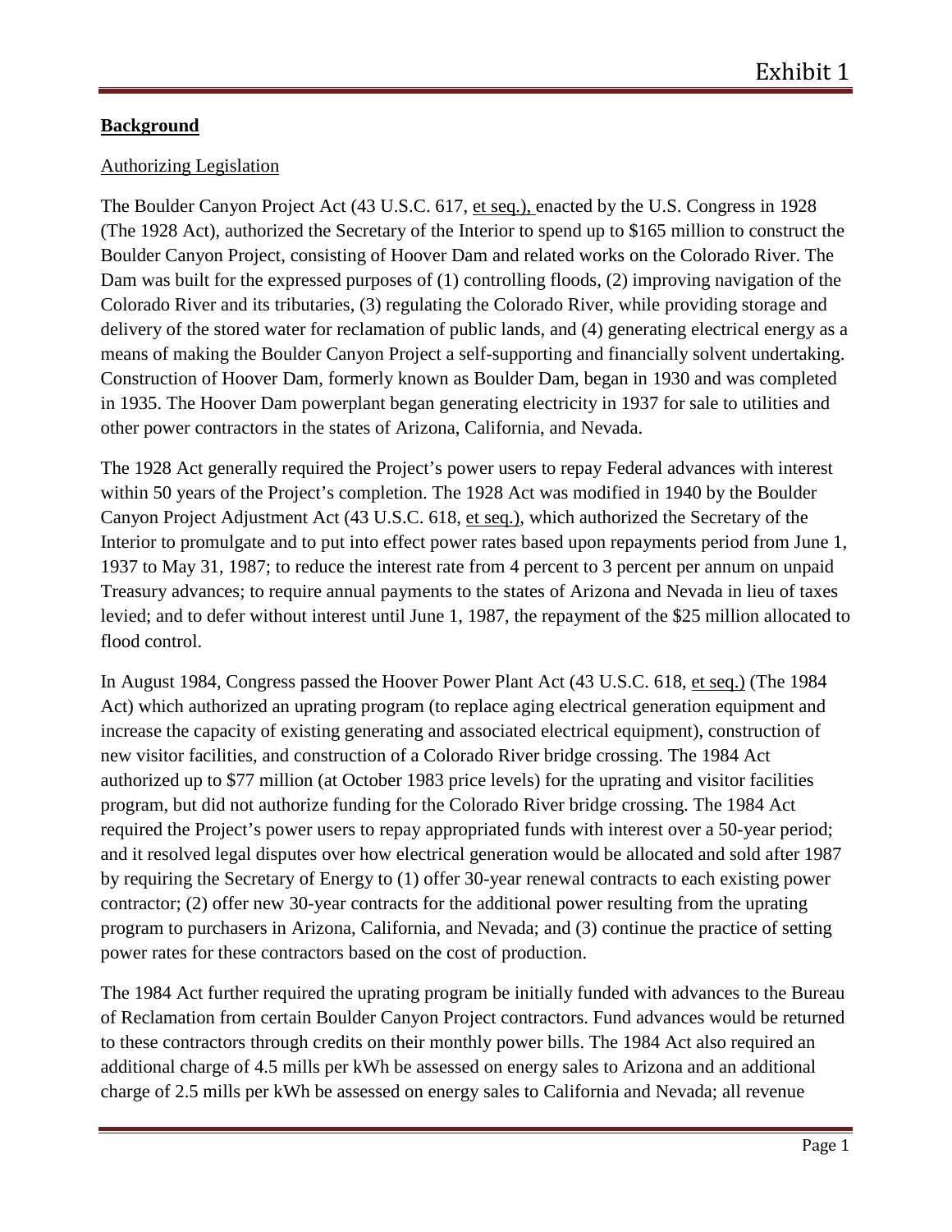# Exhibit 1

**Background**

Authorizing Legislation

The Boulder Canyon Project Act (43 U.S.C. 617, et seq.), enacted by the U.S. Congress in 1928 (The 1928 Act), authorized the Secretary of the Interior to spend up to $165 million to construct the Boulder Canyon Project, consisting of Hoover Dam and related works on the Colorado River. The Dam was built for the expressed purposes of (1) controlling floods, (2) improving navigation of the Colorado River and its tributaries, (3) regulating the Colorado River, while providing storage and delivery of the stored water for reclamation of public lands, and (4) generating electrical energy as a means of making the Boulder Canyon Project a self-supporting and financially solvent undertaking. Construction of Hoover Dam, formerly known as Boulder Dam, began in 1930 and was completed in 1935. The Hoover Dam powerplant began generating electricity in 1937 for sale to utilities and other power contractors in the states of Arizona, California, and Nevada.

The 1928 Act generally required the Project's power users to repay Federal advances with interest within 50 years of the Project's completion. The 1928 Act was modified in 1940 by the Boulder Canyon Project Adjustment Act (43 U.S.C. 618, et seq.), which authorized the Secretary of the Interior to promulgate and to put into effect power rates based upon repayments period from June 1, 1937 to May 31, 1987; to reduce the interest rate from 4 percent to 3 percent per annum on unpaid Treasury advances; to require annual payments to the states of Arizona and Nevada in lieu of taxes levied; and to defer without interest until June 1, 1987, the repayment of the $25 million allocated to flood control.

In August 1984, Congress passed the Hoover Power Plant Act (43 U.S.C. 618, et seq.) (The 1984 Act) which authorized an uprating program (to replace aging electrical generation equipment and increase the capacity of existing generating and associated electrical equipment), construction of new visitor facilities, and construction of a Colorado River bridge crossing. The 1984 Act authorized up to $77 million (at October 1983 price levels) for the uprating and visitor facilities program, but did not authorize funding for the Colorado River bridge crossing. The 1984 Act required the Project's power users to repay appropriated funds with interest over a 50-year period; and it resolved legal disputes over how electrical generation would be allocated and sold after 1987 by requiring the Secretary of Energy to (1) offer 30-year renewal contracts to each existing power contractor; (2) offer new 30-year contracts for the additional power resulting from the uprating program to purchasers in Arizona, California, and Nevada; and (3) continue the practice of setting power rates for these contractors based on the cost of production.

The 1984 Act further required the uprating program be initially funded with advances to the Bureau of Reclamation from certain Boulder Canyon Project contractors. Fund advances would be returned to these contractors through credits on their monthly power bills. The 1984 Act also required an additional charge of 4.5 mills per kWh be assessed on energy sales to Arizona and an additional charge of 2.5 mills per kWh be assessed on energy sales to California and Nevada; all revenue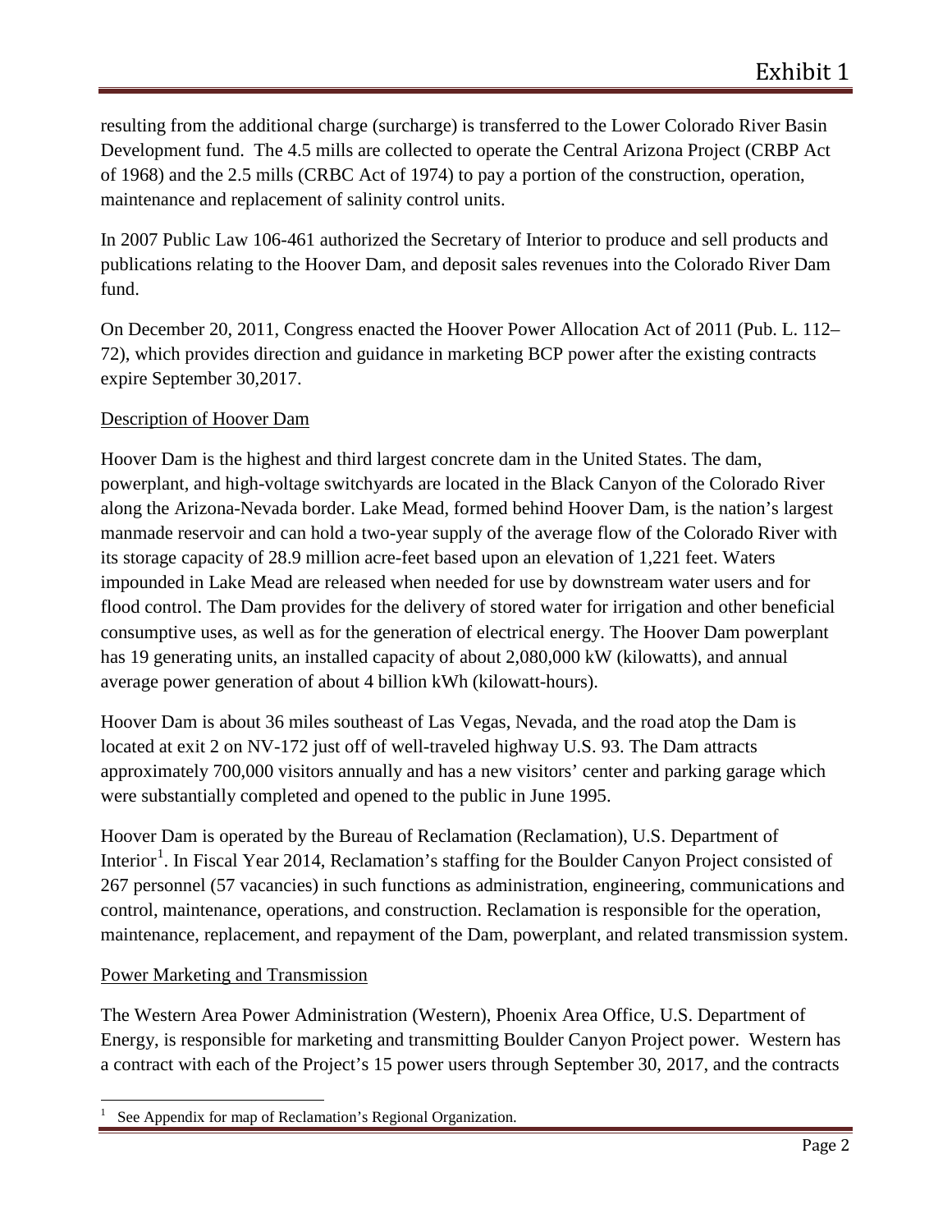resulting from the additional charge (surcharge) is transferred to the Lower Colorado River Basin Development fund. The 4.5 mills are collected to operate the Central Arizona Project (CRBP Act of 1968) and the 2.5 mills (CRBC Act of 1974) to pay a portion of the construction, operation, maintenance and replacement of salinity control units.

In 2007 Public Law 106-461 authorized the Secretary of Interior to produce and sell products and publications relating to the Hoover Dam, and deposit sales revenues into the Colorado River Dam fund.

On December 20, 2011, Congress enacted the Hoover Power Allocation Act of 2011 (Pub. L. 112–72), which provides direction and guidance in marketing BCP power after the existing contracts expire September 30,2017.

<u>Description of Hoover Dam</u>

Hoover Dam is the highest and third largest concrete dam in the United States. The dam, powerplant, and high-voltage switchyards are located in the Black Canyon of the Colorado River along the Arizona-Nevada border. Lake Mead, formed behind Hoover Dam, is the nation's largest manmade reservoir and can hold a two-year supply of the average flow of the Colorado River with its storage capacity of 28.9 million acre-feet based upon an elevation of 1,221 feet. Waters impounded in Lake Mead are released when needed for use by downstream water users and for flood control. The Dam provides for the delivery of stored water for irrigation and other beneficial consumptive uses, as well as for the generation of electrical energy. The Hoover Dam powerplant has 19 generating units, an installed capacity of about 2,080,000 kW (kilowatts), and annual average power generation of about 4 billion kWh (kilowatt-hours).

Hoover Dam is about 36 miles southeast of Las Vegas, Nevada, and the road atop the Dam is located at exit 2 on NV-172 just off of well-traveled highway U.S. 93. The Dam attracts approximately 700,000 visitors annually and has a new visitors' center and parking garage which were substantially completed and opened to the public in June 1995.

Hoover Dam is operated by the Bureau of Reclamation (Reclamation), U.S. Department of Interior[1]. In Fiscal Year 2014, Reclamation's staffing for the Boulder Canyon Project consisted of 267 personnel (57 vacancies) in such functions as administration, engineering, communications and control, maintenance, operations, and construction. Reclamation is responsible for the operation, maintenance, replacement, and repayment of the Dam, powerplant, and related transmission system.

<u>Power Marketing and Transmission</u>

The Western Area Power Administration (Western), Phoenix Area Office, U.S. Department of Energy, is responsible for marketing and transmitting Boulder Canyon Project power. Western has a contract with each of the Project's 15 power users through September 30, 2017, and the contracts

[1] See Appendix for map of Reclamation's Regional Organization.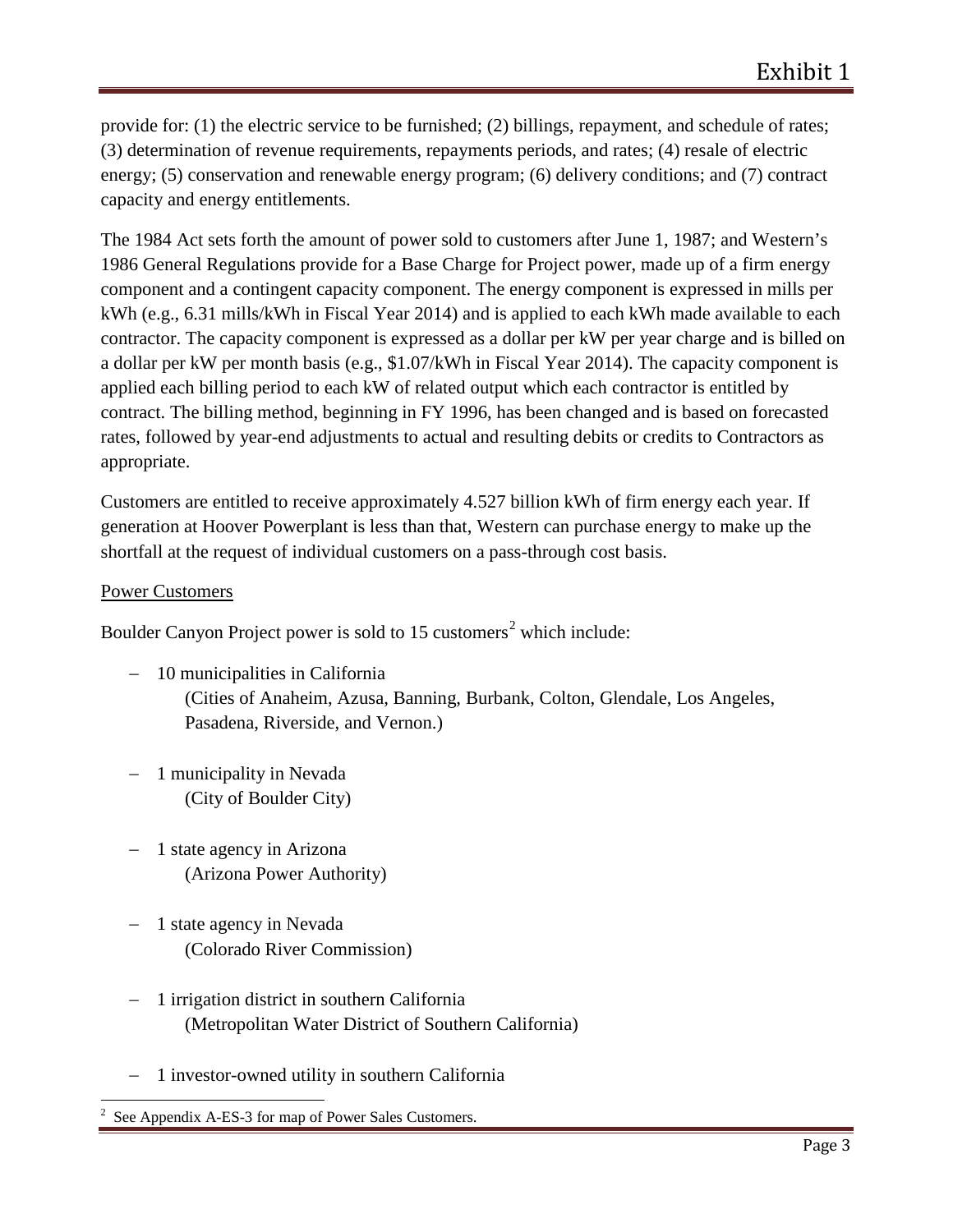provide for: (1) the electric service to be furnished; (2) billings, repayment, and schedule of rates; (3) determination of revenue requirements, repayments periods, and rates; (4) resale of electric energy; (5) conservation and renewable energy program; (6) delivery conditions; and (7) contract capacity and energy entitlements.

The 1984 Act sets forth the amount of power sold to customers after June 1, 1987; and Western's 1986 General Regulations provide for a Base Charge for Project power, made up of a firm energy component and a contingent capacity component. The energy component is expressed in mills per kWh (e.g., 6.31 mills/kWh in Fiscal Year 2014) and is applied to each kWh made available to each contractor. The capacity component is expressed as a dollar per kW per year charge and is billed on a dollar per kW per month basis (e.g., $1.07/kWh in Fiscal Year 2014). The capacity component is applied each billing period to each kW of related output which each contractor is entitled by contract. The billing method, beginning in FY 1996, has been changed and is based on forecasted rates, followed by year-end adjustments to actual and resulting debits or credits to Contractors as appropriate.

Customers are entitled to receive approximately 4.527 billion kWh of firm energy each year. If generation at Hoover Powerplant is less than that, Western can purchase energy to make up the shortfall at the request of individual customers on a pass-through cost basis.

<u>Power Customers</u>

Boulder Canyon Project power is sold to 15 customers[2] which include:

- 10 municipalities in California
  (Cities of Anaheim, Azusa, Banning, Burbank, Colton, Glendale, Los Angeles, Pasadena, Riverside, and Vernon.)

- 1 municipality in Nevada
  (City of Boulder City)

- 1 state agency in Arizona
  (Arizona Power Authority)

- 1 state agency in Nevada
  (Colorado River Commission)

- 1 irrigation district in southern California
  (Metropolitan Water District of Southern California)

- 1 investor-owned utility in southern California

[2] See Appendix A-ES-3 for map of Power Sales Customers.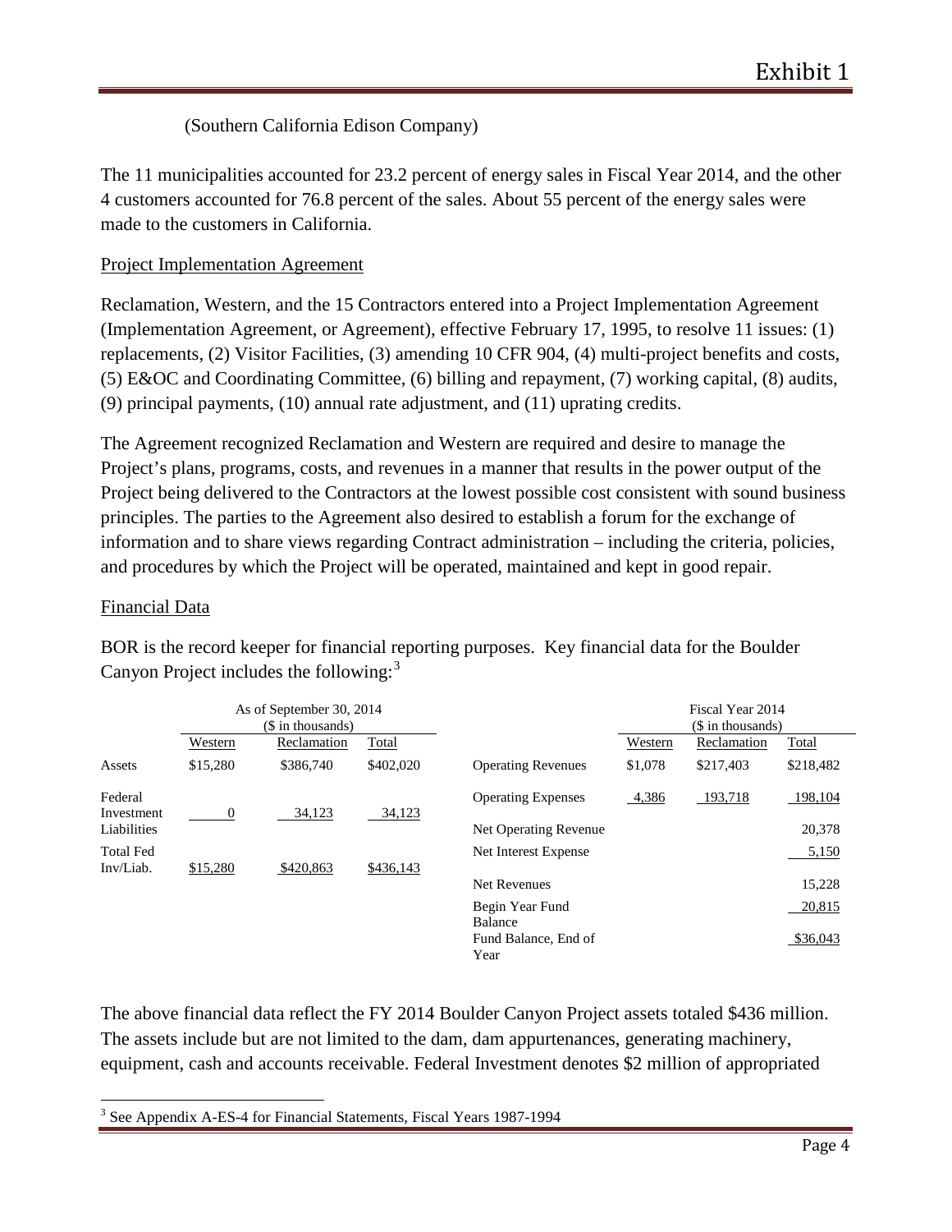(Southern California Edison Company)

The 11 municipalities accounted for 23.2 percent of energy sales in Fiscal Year 2014, and the other 4 customers accounted for 76.8 percent of the sales. About 55 percent of the energy sales were made to the customers in California.

Project Implementation Agreement

Reclamation, Western, and the 15 Contractors entered into a Project Implementation Agreement (Implementation Agreement, or Agreement), effective February 17, 1995, to resolve 11 issues: (1) replacements, (2) Visitor Facilities, (3) amending 10 CFR 904, (4) multi-project benefits and costs, (5) E&OC and Coordinating Committee, (6) billing and repayment, (7) working capital, (8) audits, (9) principal payments, (10) annual rate adjustment, and (11) uprating credits.

The Agreement recognized Reclamation and Western are required and desire to manage the Project's plans, programs, costs, and revenues in a manner that results in the power output of the Project being delivered to the Contractors at the lowest possible cost consistent with sound business principles. The parties to the Agreement also desired to establish a forum for the exchange of information and to share views regarding Contract administration – including the criteria, policies, and procedures by which the Project will be operated, maintained and kept in good repair.

Financial Data

BOR is the record keeper for financial reporting purposes. Key financial data for the Boulder Canyon Project includes the following:[3]

| | As of September 30, 2014 ($ in thousands) | | |
|---|---|---|---|
| | Western | Reclamation | Total |
| Assets | $15,280 | $386,740 | $402,020 |
| Federal Investment Liabilities | 0 | 34,123 | 34,123 |
| Total Fed Inv/Liab. | $15,280 | $420,863 | $436,143 |

| | Fiscal Year 2014 ($ in thousands) | | |
|---|---|---|---|
| | Western | Reclamation | Total |
| Operating Revenues | $1,078 | $217,403 | $218,482 |
| Operating Expenses | 4,386 | 193,718 | 198,104 |
| Net Operating Revenue | | | 20,378 |
| Net Interest Expense | | | 5,150 |
| Net Revenues | | | 15,228 |
| Begin Year Fund Balance | | | 20,815 |
| Fund Balance, End of Year | | | $36,043 |

The above financial data reflect the FY 2014 Boulder Canyon Project assets totaled $436 million. The assets include but are not limited to the dam, dam appurtenances, generating machinery, equipment, cash and accounts receivable. Federal Investment denotes $2 million of appropriated

[3] See Appendix A-ES-4 for Financial Statements, Fiscal Years 1987-1994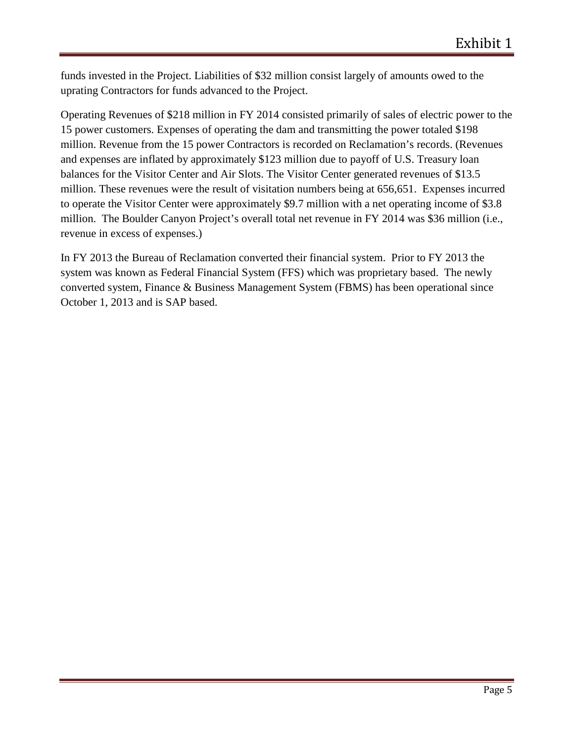funds invested in the Project. Liabilities of $32 million consist largely of amounts owed to the uprating Contractors for funds advanced to the Project.

Operating Revenues of $218 million in FY 2014 consisted primarily of sales of electric power to the 15 power customers. Expenses of operating the dam and transmitting the power totaled $198 million. Revenue from the 15 power Contractors is recorded on Reclamation's records. (Revenues and expenses are inflated by approximately $123 million due to payoff of U.S. Treasury loan balances for the Visitor Center and Air Slots. The Visitor Center generated revenues of $13.5 million. These revenues were the result of visitation numbers being at 656,651. Expenses incurred to operate the Visitor Center were approximately $9.7 million with a net operating income of $3.8 million. The Boulder Canyon Project's overall total net revenue in FY 2014 was $36 million (i.e., revenue in excess of expenses.)

In FY 2013 the Bureau of Reclamation converted their financial system. Prior to FY 2013 the system was known as Federal Financial System (FFS) which was proprietary based. The newly converted system, Finance & Business Management System (FBMS) has been operational since October 1, 2013 and is SAP based.